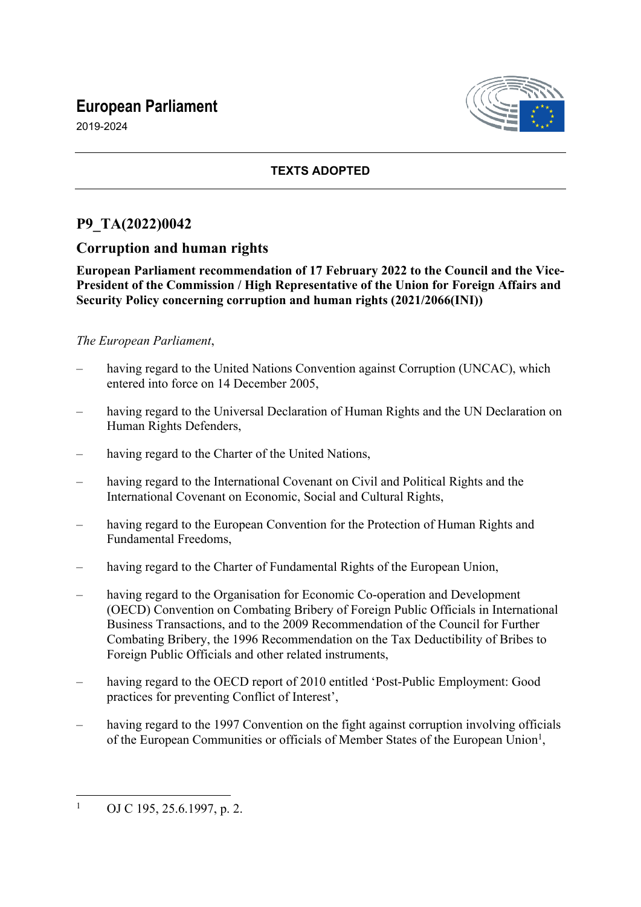# European Parliament

2019-2024

**TEXTS ADOPTED**

## P9_TA(2022)0042

## Corruption and human rights

**European Parliament recommendation of 17 February 2022 to the Council and the Vice-President of the Commission / High Representative of the Union for Foreign Affairs and Security Policy concerning corruption and human rights (2021/2066(INI))**

*The European Parliament*,

– having regard to the United Nations Convention against Corruption (UNCAC), which entered into force on 14 December 2005,

– having regard to the Universal Declaration of Human Rights and the UN Declaration on Human Rights Defenders,

– having regard to the Charter of the United Nations,

– having regard to the International Covenant on Civil and Political Rights and the International Covenant on Economic, Social and Cultural Rights,

– having regard to the European Convention for the Protection of Human Rights and Fundamental Freedoms,

– having regard to the Charter of Fundamental Rights of the European Union,

– having regard to the Organisation for Economic Co-operation and Development (OECD) Convention on Combating Bribery of Foreign Public Officials in International Business Transactions, and to the 2009 Recommendation of the Council for Further Combating Bribery, the 1996 Recommendation on the Tax Deductibility of Bribes to Foreign Public Officials and other related instruments,

– having regard to the OECD report of 2010 entitled 'Post-Public Employment: Good practices for preventing Conflict of Interest',

– having regard to the 1997 Convention on the fight against corruption involving officials of the European Communities or officials of Member States of the European Union[1],

[1] OJ C 195, 25.6.1997, p. 2.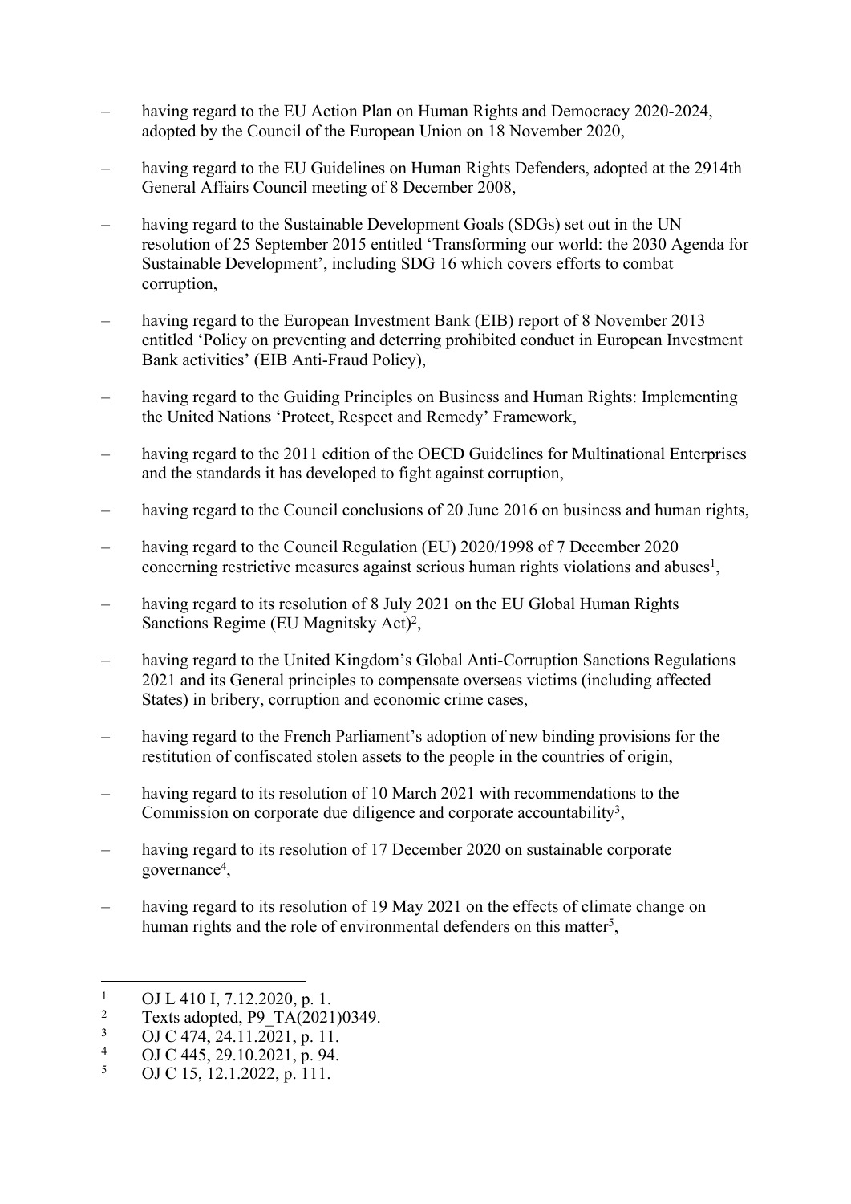– having regard to the EU Action Plan on Human Rights and Democracy 2020-2024, adopted by the Council of the European Union on 18 November 2020,

– having regard to the EU Guidelines on Human Rights Defenders, adopted at the 2914th General Affairs Council meeting of 8 December 2008,

– having regard to the Sustainable Development Goals (SDGs) set out in the UN resolution of 25 September 2015 entitled 'Transforming our world: the 2030 Agenda for Sustainable Development', including SDG 16 which covers efforts to combat corruption,

– having regard to the European Investment Bank (EIB) report of 8 November 2013 entitled 'Policy on preventing and deterring prohibited conduct in European Investment Bank activities' (EIB Anti-Fraud Policy),

– having regard to the Guiding Principles on Business and Human Rights: Implementing the United Nations 'Protect, Respect and Remedy' Framework,

– having regard to the 2011 edition of the OECD Guidelines for Multinational Enterprises and the standards it has developed to fight against corruption,

– having regard to the Council conclusions of 20 June 2016 on business and human rights,

– having regard to the Council Regulation (EU) 2020/1998 of 7 December 2020 concerning restrictive measures against serious human rights violations and abuses[1],

– having regard to its resolution of 8 July 2021 on the EU Global Human Rights Sanctions Regime (EU Magnitsky Act)[2],

– having regard to the United Kingdom's Global Anti-Corruption Sanctions Regulations 2021 and its General principles to compensate overseas victims (including affected States) in bribery, corruption and economic crime cases,

– having regard to the French Parliament's adoption of new binding provisions for the restitution of confiscated stolen assets to the people in the countries of origin,

– having regard to its resolution of 10 March 2021 with recommendations to the Commission on corporate due diligence and corporate accountability[3],

– having regard to its resolution of 17 December 2020 on sustainable corporate governance[4],

– having regard to its resolution of 19 May 2021 on the effects of climate change on human rights and the role of environmental defenders on this matter[5],

---

[1] OJ L 410 I, 7.12.2020, p. 1.
[2] Texts adopted, P9_TA(2021)0349.
[3] OJ C 474, 24.11.2021, p. 11.
[4] OJ C 445, 29.10.2021, p. 94.
[5] OJ C 15, 12.1.2022, p. 111.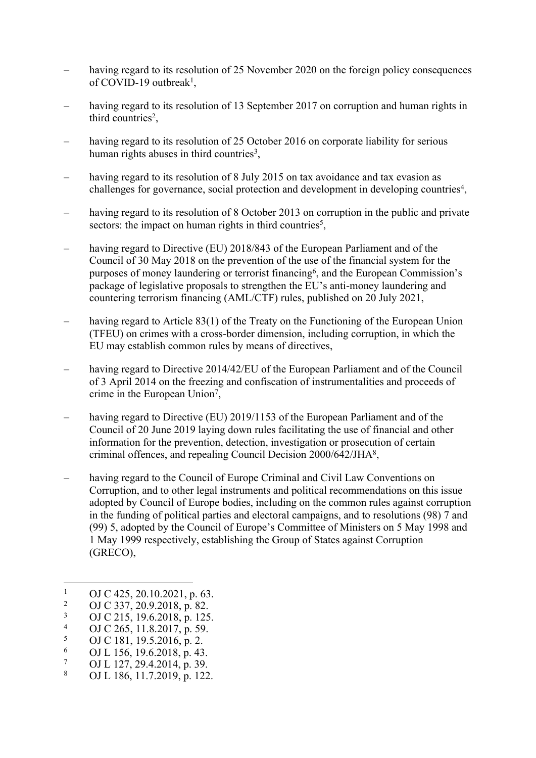– having regard to its resolution of 25 November 2020 on the foreign policy consequences of COVID-19 outbreak[1],

– having regard to its resolution of 13 September 2017 on corruption and human rights in third countries[2],

– having regard to its resolution of 25 October 2016 on corporate liability for serious human rights abuses in third countries[3],

– having regard to its resolution of 8 July 2015 on tax avoidance and tax evasion as challenges for governance, social protection and development in developing countries[4],

– having regard to its resolution of 8 October 2013 on corruption in the public and private sectors: the impact on human rights in third countries[5],

– having regard to Directive (EU) 2018/843 of the European Parliament and of the Council of 30 May 2018 on the prevention of the use of the financial system for the purposes of money laundering or terrorist financing[6], and the European Commission's package of legislative proposals to strengthen the EU's anti-money laundering and countering terrorism financing (AML/CTF) rules, published on 20 July 2021,

– having regard to Article 83(1) of the Treaty on the Functioning of the European Union (TFEU) on crimes with a cross-border dimension, including corruption, in which the EU may establish common rules by means of directives,

– having regard to Directive 2014/42/EU of the European Parliament and of the Council of 3 April 2014 on the freezing and confiscation of instrumentalities and proceeds of crime in the European Union[7],

– having regard to Directive (EU) 2019/1153 of the European Parliament and of the Council of 20 June 2019 laying down rules facilitating the use of financial and other information for the prevention, detection, investigation or prosecution of certain criminal offences, and repealing Council Decision 2000/642/JHA[8],

– having regard to the Council of Europe Criminal and Civil Law Conventions on Corruption, and to other legal instruments and political recommendations on this issue adopted by Council of Europe bodies, including on the common rules against corruption in the funding of political parties and electoral campaigns, and to resolutions (98) 7 and (99) 5, adopted by the Council of Europe's Committee of Ministers on 5 May 1998 and 1 May 1999 respectively, establishing the Group of States against Corruption (GRECO),

---

[1] OJ C 425, 20.10.2021, p. 63.
[2] OJ C 337, 20.9.2018, p. 82.
[3] OJ C 215, 19.6.2018, p. 125.
[4] OJ C 265, 11.8.2017, p. 59.
[5] OJ C 181, 19.5.2016, p. 2.
[6] OJ L 156, 19.6.2018, p. 43.
[7] OJ L 127, 29.4.2014, p. 39.
[8] OJ L 186, 11.7.2019, p. 122.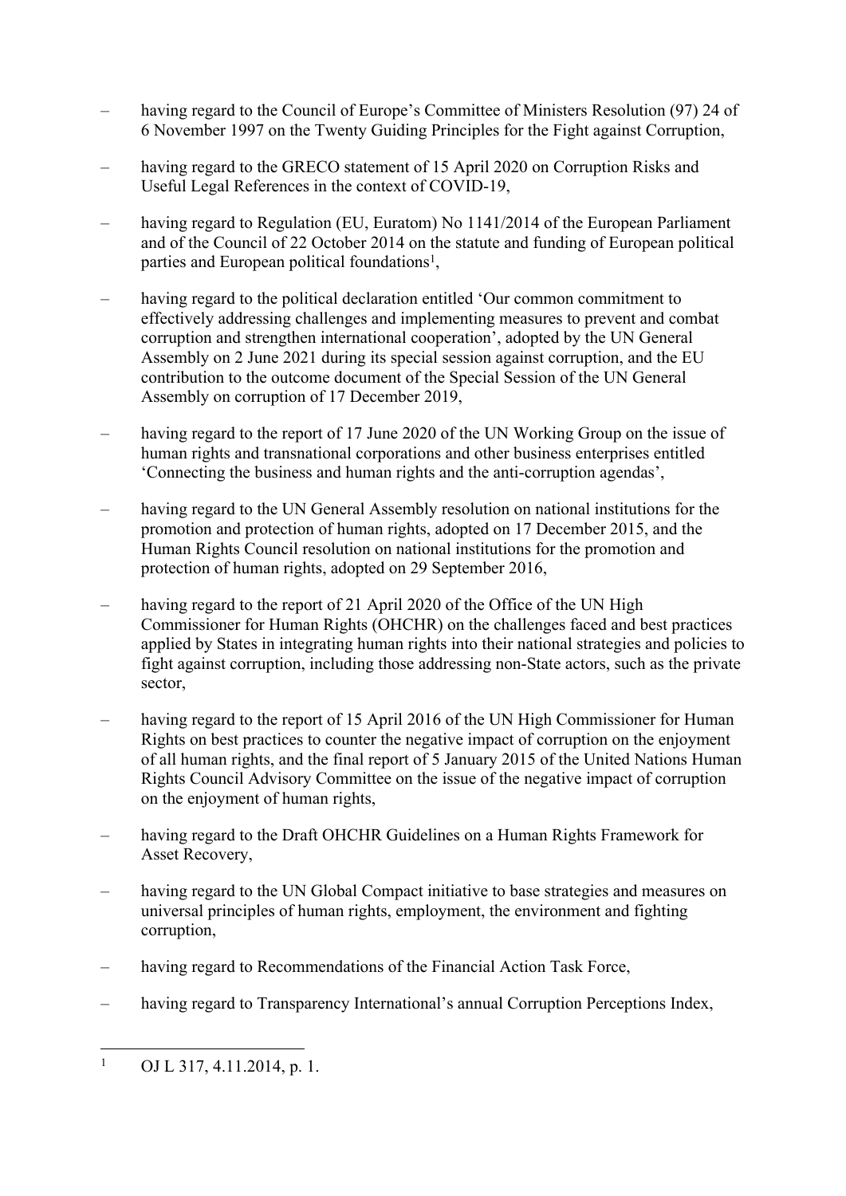– having regard to the Council of Europe's Committee of Ministers Resolution (97) 24 of 6 November 1997 on the Twenty Guiding Principles for the Fight against Corruption,

– having regard to the GRECO statement of 15 April 2020 on Corruption Risks and Useful Legal References in the context of COVID-19,

– having regard to Regulation (EU, Euratom) No 1141/2014 of the European Parliament and of the Council of 22 October 2014 on the statute and funding of European political parties and European political foundations[1],

– having regard to the political declaration entitled 'Our common commitment to effectively addressing challenges and implementing measures to prevent and combat corruption and strengthen international cooperation', adopted by the UN General Assembly on 2 June 2021 during its special session against corruption, and the EU contribution to the outcome document of the Special Session of the UN General Assembly on corruption of 17 December 2019,

– having regard to the report of 17 June 2020 of the UN Working Group on the issue of human rights and transnational corporations and other business enterprises entitled 'Connecting the business and human rights and the anti-corruption agendas',

– having regard to the UN General Assembly resolution on national institutions for the promotion and protection of human rights, adopted on 17 December 2015, and the Human Rights Council resolution on national institutions for the promotion and protection of human rights, adopted on 29 September 2016,

– having regard to the report of 21 April 2020 of the Office of the UN High Commissioner for Human Rights (OHCHR) on the challenges faced and best practices applied by States in integrating human rights into their national strategies and policies to fight against corruption, including those addressing non-State actors, such as the private sector,

– having regard to the report of 15 April 2016 of the UN High Commissioner for Human Rights on best practices to counter the negative impact of corruption on the enjoyment of all human rights, and the final report of 5 January 2015 of the United Nations Human Rights Council Advisory Committee on the issue of the negative impact of corruption on the enjoyment of human rights,

– having regard to the Draft OHCHR Guidelines on a Human Rights Framework for Asset Recovery,

– having regard to the UN Global Compact initiative to base strategies and measures on universal principles of human rights, employment, the environment and fighting corruption,

– having regard to Recommendations of the Financial Action Task Force,

– having regard to Transparency International's annual Corruption Perceptions Index,

[1] OJ L 317, 4.11.2014, p. 1.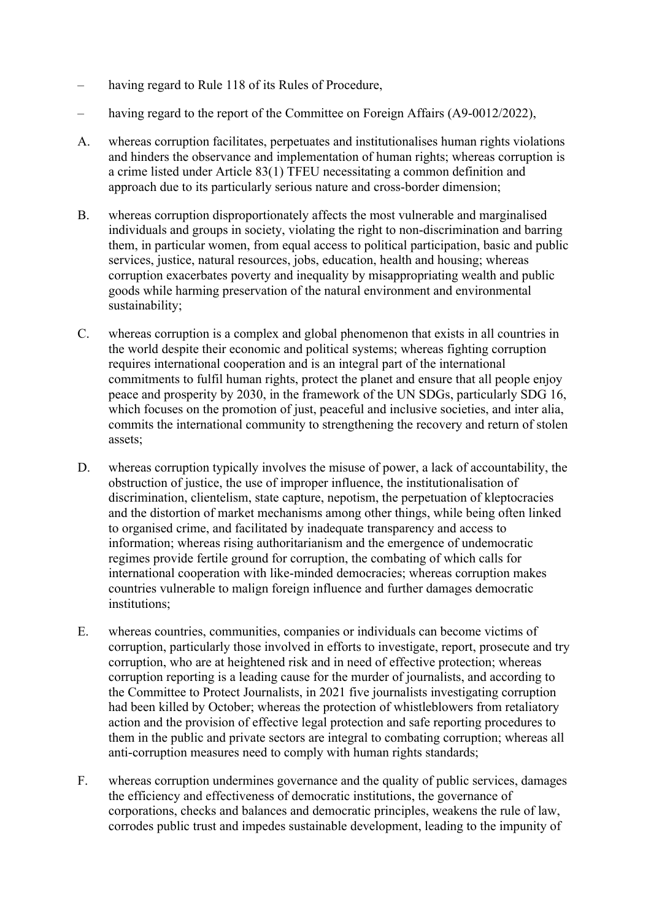– having regard to Rule 118 of its Rules of Procedure,

– having regard to the report of the Committee on Foreign Affairs (A9-0012/2022),

A. whereas corruption facilitates, perpetuates and institutionalises human rights violations and hinders the observance and implementation of human rights; whereas corruption is a crime listed under Article 83(1) TFEU necessitating a common definition and approach due to its particularly serious nature and cross-border dimension;

B. whereas corruption disproportionately affects the most vulnerable and marginalised individuals and groups in society, violating the right to non-discrimination and barring them, in particular women, from equal access to political participation, basic and public services, justice, natural resources, jobs, education, health and housing; whereas corruption exacerbates poverty and inequality by misappropriating wealth and public goods while harming preservation of the natural environment and environmental sustainability;

C. whereas corruption is a complex and global phenomenon that exists in all countries in the world despite their economic and political systems; whereas fighting corruption requires international cooperation and is an integral part of the international commitments to fulfil human rights, protect the planet and ensure that all people enjoy peace and prosperity by 2030, in the framework of the UN SDGs, particularly SDG 16, which focuses on the promotion of just, peaceful and inclusive societies, and inter alia, commits the international community to strengthening the recovery and return of stolen assets;

D. whereas corruption typically involves the misuse of power, a lack of accountability, the obstruction of justice, the use of improper influence, the institutionalisation of discrimination, clientelism, state capture, nepotism, the perpetuation of kleptocracies and the distortion of market mechanisms among other things, while being often linked to organised crime, and facilitated by inadequate transparency and access to information; whereas rising authoritarianism and the emergence of undemocratic regimes provide fertile ground for corruption, the combating of which calls for international cooperation with like-minded democracies; whereas corruption makes countries vulnerable to malign foreign influence and further damages democratic institutions;

E. whereas countries, communities, companies or individuals can become victims of corruption, particularly those involved in efforts to investigate, report, prosecute and try corruption, who are at heightened risk and in need of effective protection; whereas corruption reporting is a leading cause for the murder of journalists, and according to the Committee to Protect Journalists, in 2021 five journalists investigating corruption had been killed by October; whereas the protection of whistleblowers from retaliatory action and the provision of effective legal protection and safe reporting procedures to them in the public and private sectors are integral to combating corruption; whereas all anti-corruption measures need to comply with human rights standards;

F. whereas corruption undermines governance and the quality of public services, damages the efficiency and effectiveness of democratic institutions, the governance of corporations, checks and balances and democratic principles, weakens the rule of law, corrodes public trust and impedes sustainable development, leading to the impunity of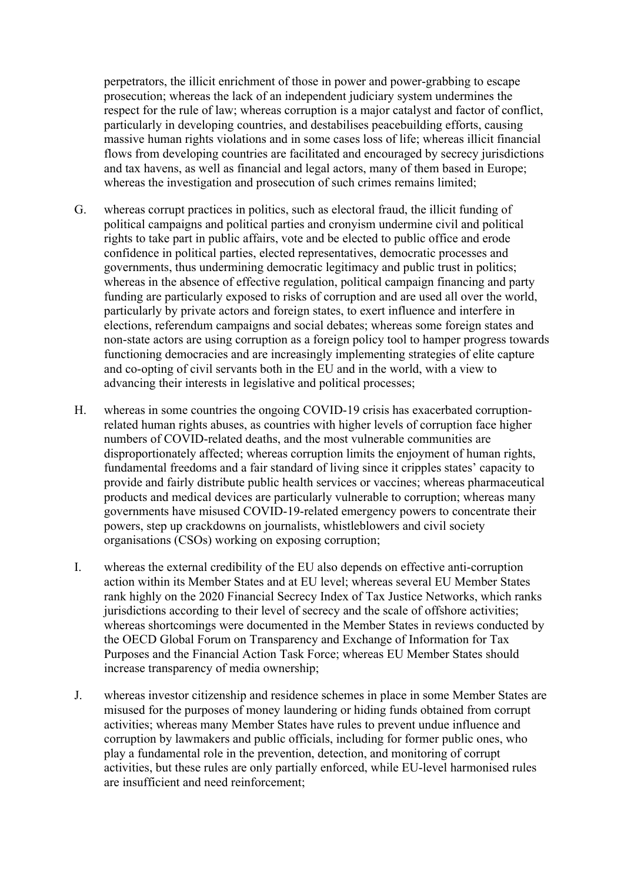perpetrators, the illicit enrichment of those in power and power-grabbing to escape prosecution; whereas the lack of an independent judiciary system undermines the respect for the rule of law; whereas corruption is a major catalyst and factor of conflict, particularly in developing countries, and destabilises peacebuilding efforts, causing massive human rights violations and in some cases loss of life; whereas illicit financial flows from developing countries are facilitated and encouraged by secrecy jurisdictions and tax havens, as well as financial and legal actors, many of them based in Europe; whereas the investigation and prosecution of such crimes remains limited;

G. whereas corrupt practices in politics, such as electoral fraud, the illicit funding of political campaigns and political parties and cronyism undermine civil and political rights to take part in public affairs, vote and be elected to public office and erode confidence in political parties, elected representatives, democratic processes and governments, thus undermining democratic legitimacy and public trust in politics; whereas in the absence of effective regulation, political campaign financing and party funding are particularly exposed to risks of corruption and are used all over the world, particularly by private actors and foreign states, to exert influence and interfere in elections, referendum campaigns and social debates; whereas some foreign states and non-state actors are using corruption as a foreign policy tool to hamper progress towards functioning democracies and are increasingly implementing strategies of elite capture and co-opting of civil servants both in the EU and in the world, with a view to advancing their interests in legislative and political processes;

H. whereas in some countries the ongoing COVID-19 crisis has exacerbated corruption-related human rights abuses, as countries with higher levels of corruption face higher numbers of COVID-related deaths, and the most vulnerable communities are disproportionately affected; whereas corruption limits the enjoyment of human rights, fundamental freedoms and a fair standard of living since it cripples states' capacity to provide and fairly distribute public health services or vaccines; whereas pharmaceutical products and medical devices are particularly vulnerable to corruption; whereas many governments have misused COVID-19-related emergency powers to concentrate their powers, step up crackdowns on journalists, whistleblowers and civil society organisations (CSOs) working on exposing corruption;

I. whereas the external credibility of the EU also depends on effective anti-corruption action within its Member States and at EU level; whereas several EU Member States rank highly on the 2020 Financial Secrecy Index of Tax Justice Networks, which ranks jurisdictions according to their level of secrecy and the scale of offshore activities; whereas shortcomings were documented in the Member States in reviews conducted by the OECD Global Forum on Transparency and Exchange of Information for Tax Purposes and the Financial Action Task Force; whereas EU Member States should increase transparency of media ownership;

J. whereas investor citizenship and residence schemes in place in some Member States are misused for the purposes of money laundering or hiding funds obtained from corrupt activities; whereas many Member States have rules to prevent undue influence and corruption by lawmakers and public officials, including for former public ones, who play a fundamental role in the prevention, detection, and monitoring of corrupt activities, but these rules are only partially enforced, while EU-level harmonised rules are insufficient and need reinforcement;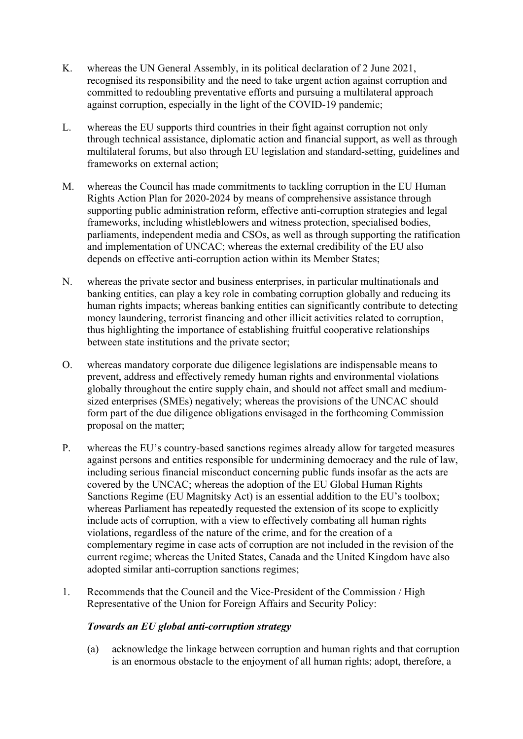K. whereas the UN General Assembly, in its political declaration of 2 June 2021, recognised its responsibility and the need to take urgent action against corruption and committed to redoubling preventative efforts and pursuing a multilateral approach against corruption, especially in the light of the COVID-19 pandemic;

L. whereas the EU supports third countries in their fight against corruption not only through technical assistance, diplomatic action and financial support, as well as through multilateral forums, but also through EU legislation and standard-setting, guidelines and frameworks on external action;

M. whereas the Council has made commitments to tackling corruption in the EU Human Rights Action Plan for 2020-2024 by means of comprehensive assistance through supporting public administration reform, effective anti-corruption strategies and legal frameworks, including whistleblowers and witness protection, specialised bodies, parliaments, independent media and CSOs, as well as through supporting the ratification and implementation of UNCAC; whereas the external credibility of the EU also depends on effective anti-corruption action within its Member States;

N. whereas the private sector and business enterprises, in particular multinationals and banking entities, can play a key role in combating corruption globally and reducing its human rights impacts; whereas banking entities can significantly contribute to detecting money laundering, terrorist financing and other illicit activities related to corruption, thus highlighting the importance of establishing fruitful cooperative relationships between state institutions and the private sector;

O. whereas mandatory corporate due diligence legislations are indispensable means to prevent, address and effectively remedy human rights and environmental violations globally throughout the entire supply chain, and should not affect small and medium-sized enterprises (SMEs) negatively; whereas the provisions of the UNCAC should form part of the due diligence obligations envisaged in the forthcoming Commission proposal on the matter;

P. whereas the EU's country-based sanctions regimes already allow for targeted measures against persons and entities responsible for undermining democracy and the rule of law, including serious financial misconduct concerning public funds insofar as the acts are covered by the UNCAC; whereas the adoption of the EU Global Human Rights Sanctions Regime (EU Magnitsky Act) is an essential addition to the EU's toolbox; whereas Parliament has repeatedly requested the extension of its scope to explicitly include acts of corruption, with a view to effectively combating all human rights violations, regardless of the nature of the crime, and for the creation of a complementary regime in case acts of corruption are not included in the revision of the current regime; whereas the United States, Canada and the United Kingdom have also adopted similar anti-corruption sanctions regimes;

1. Recommends that the Council and the Vice-President of the Commission / High Representative of the Union for Foreign Affairs and Security Policy:

***Towards an EU global anti-corruption strategy***

(a) acknowledge the linkage between corruption and human rights and that corruption is an enormous obstacle to the enjoyment of all human rights; adopt, therefore, a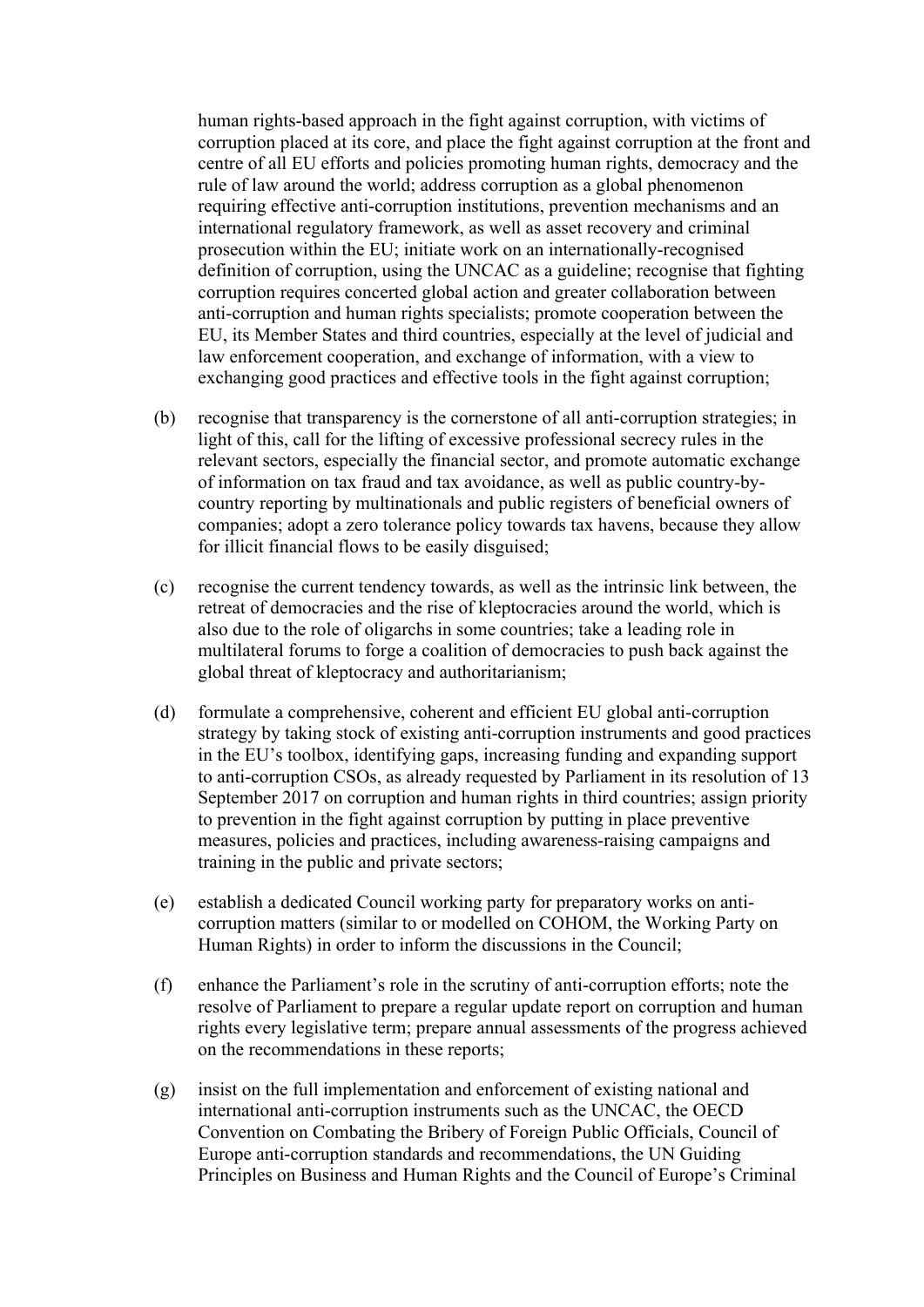human rights-based approach in the fight against corruption, with victims of corruption placed at its core, and place the fight against corruption at the front and centre of all EU efforts and policies promoting human rights, democracy and the rule of law around the world; address corruption as a global phenomenon requiring effective anti-corruption institutions, prevention mechanisms and an international regulatory framework, as well as asset recovery and criminal prosecution within the EU; initiate work on an internationally-recognised definition of corruption, using the UNCAC as a guideline; recognise that fighting corruption requires concerted global action and greater collaboration between anti-corruption and human rights specialists; promote cooperation between the EU, its Member States and third countries, especially at the level of judicial and law enforcement cooperation, and exchange of information, with a view to exchanging good practices and effective tools in the fight against corruption;

(b) recognise that transparency is the cornerstone of all anti-corruption strategies; in light of this, call for the lifting of excessive professional secrecy rules in the relevant sectors, especially the financial sector, and promote automatic exchange of information on tax fraud and tax avoidance, as well as public country-by-country reporting by multinationals and public registers of beneficial owners of companies; adopt a zero tolerance policy towards tax havens, because they allow for illicit financial flows to be easily disguised;

(c) recognise the current tendency towards, as well as the intrinsic link between, the retreat of democracies and the rise of kleptocracies around the world, which is also due to the role of oligarchs in some countries; take a leading role in multilateral forums to forge a coalition of democracies to push back against the global threat of kleptocracy and authoritarianism;

(d) formulate a comprehensive, coherent and efficient EU global anti-corruption strategy by taking stock of existing anti-corruption instruments and good practices in the EU's toolbox, identifying gaps, increasing funding and expanding support to anti-corruption CSOs, as already requested by Parliament in its resolution of 13 September 2017 on corruption and human rights in third countries; assign priority to prevention in the fight against corruption by putting in place preventive measures, policies and practices, including awareness-raising campaigns and training in the public and private sectors;

(e) establish a dedicated Council working party for preparatory works on anti-corruption matters (similar to or modelled on COHOM, the Working Party on Human Rights) in order to inform the discussions in the Council;

(f) enhance the Parliament's role in the scrutiny of anti-corruption efforts; note the resolve of Parliament to prepare a regular update report on corruption and human rights every legislative term; prepare annual assessments of the progress achieved on the recommendations in these reports;

(g) insist on the full implementation and enforcement of existing national and international anti-corruption instruments such as the UNCAC, the OECD Convention on Combating the Bribery of Foreign Public Officials, Council of Europe anti-corruption standards and recommendations, the UN Guiding Principles on Business and Human Rights and the Council of Europe's Criminal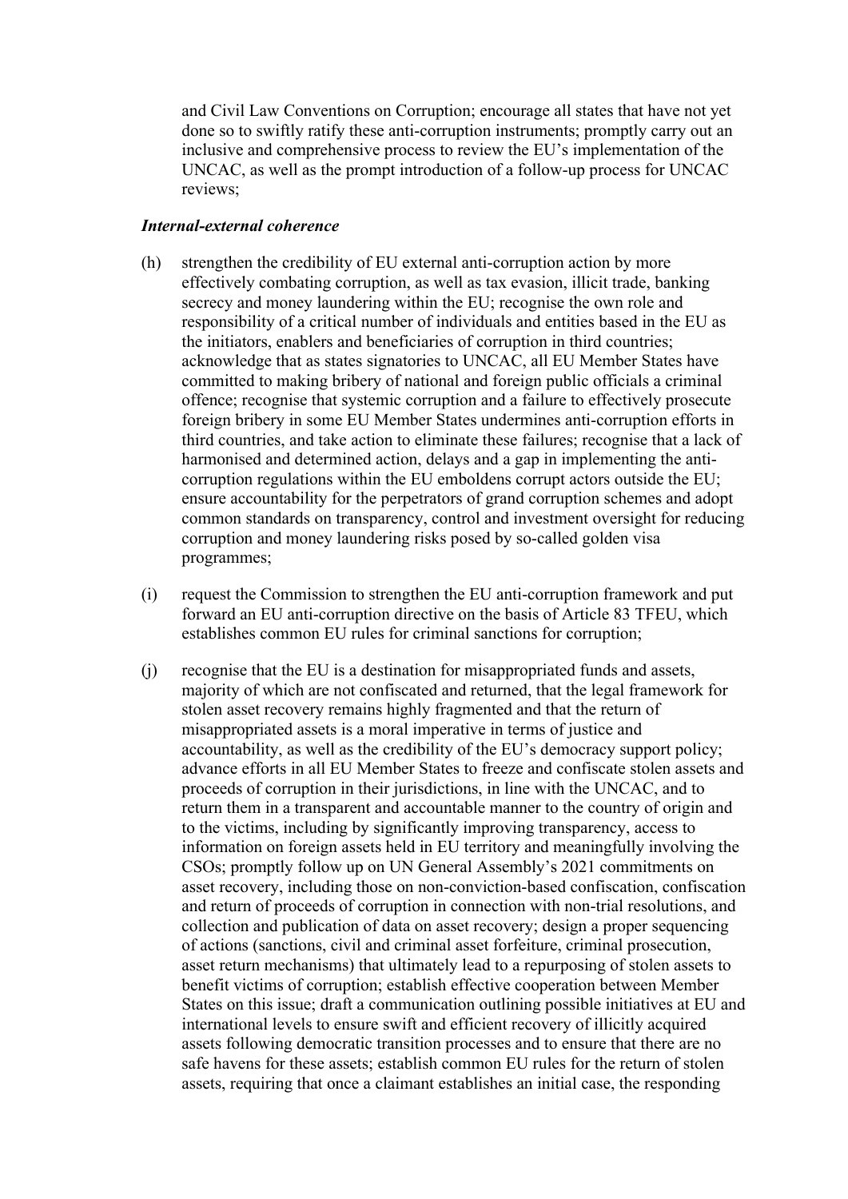and Civil Law Conventions on Corruption; encourage all states that have not yet done so to swiftly ratify these anti-corruption instruments; promptly carry out an inclusive and comprehensive process to review the EU's implementation of the UNCAC, as well as the prompt introduction of a follow-up process for UNCAC reviews;

***Internal-external coherence***

(h) strengthen the credibility of EU external anti-corruption action by more effectively combating corruption, as well as tax evasion, illicit trade, banking secrecy and money laundering within the EU; recognise the own role and responsibility of a critical number of individuals and entities based in the EU as the initiators, enablers and beneficiaries of corruption in third countries; acknowledge that as states signatories to UNCAC, all EU Member States have committed to making bribery of national and foreign public officials a criminal offence; recognise that systemic corruption and a failure to effectively prosecute foreign bribery in some EU Member States undermines anti-corruption efforts in third countries, and take action to eliminate these failures; recognise that a lack of harmonised and determined action, delays and a gap in implementing the anti-corruption regulations within the EU emboldens corrupt actors outside the EU; ensure accountability for the perpetrators of grand corruption schemes and adopt common standards on transparency, control and investment oversight for reducing corruption and money laundering risks posed by so-called golden visa programmes;

(i) request the Commission to strengthen the EU anti-corruption framework and put forward an EU anti-corruption directive on the basis of Article 83 TFEU, which establishes common EU rules for criminal sanctions for corruption;

(j) recognise that the EU is a destination for misappropriated funds and assets, majority of which are not confiscated and returned, that the legal framework for stolen asset recovery remains highly fragmented and that the return of misappropriated assets is a moral imperative in terms of justice and accountability, as well as the credibility of the EU's democracy support policy; advance efforts in all EU Member States to freeze and confiscate stolen assets and proceeds of corruption in their jurisdictions, in line with the UNCAC, and to return them in a transparent and accountable manner to the country of origin and to the victims, including by significantly improving transparency, access to information on foreign assets held in EU territory and meaningfully involving the CSOs; promptly follow up on UN General Assembly's 2021 commitments on asset recovery, including those on non-conviction-based confiscation, confiscation and return of proceeds of corruption in connection with non-trial resolutions, and collection and publication of data on asset recovery; design a proper sequencing of actions (sanctions, civil and criminal asset forfeiture, criminal prosecution, asset return mechanisms) that ultimately lead to a repurposing of stolen assets to benefit victims of corruption; establish effective cooperation between Member States on this issue; draft a communication outlining possible initiatives at EU and international levels to ensure swift and efficient recovery of illicitly acquired assets following democratic transition processes and to ensure that there are no safe havens for these assets; establish common EU rules for the return of stolen assets, requiring that once a claimant establishes an initial case, the responding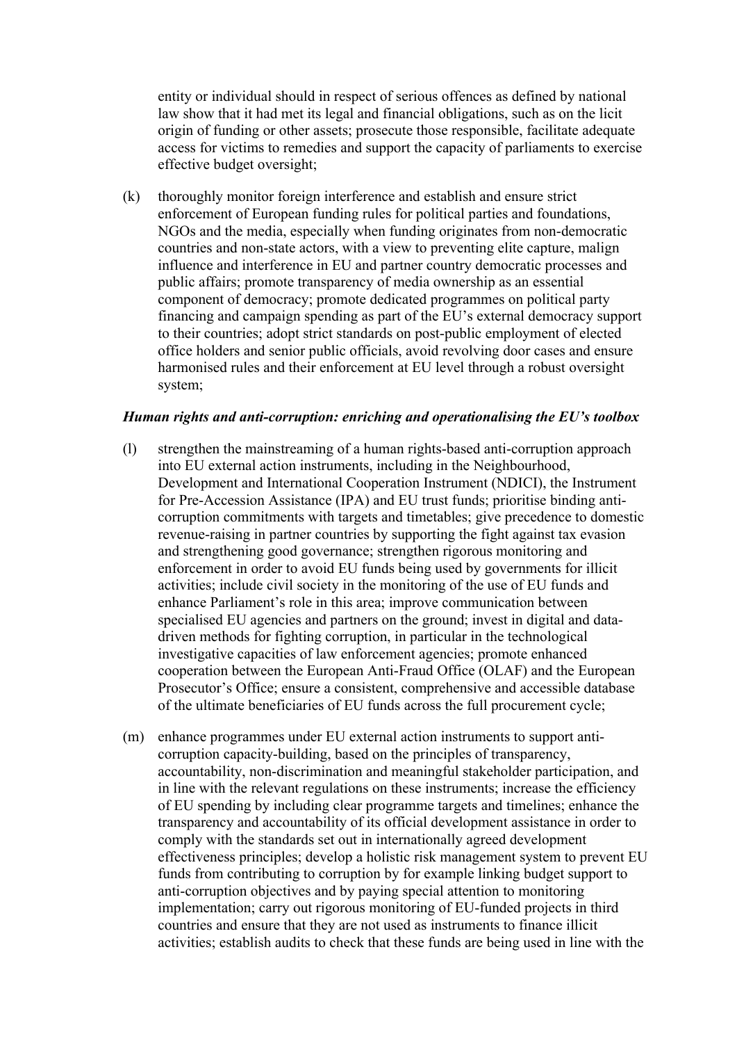entity or individual should in respect of serious offences as defined by national law show that it had met its legal and financial obligations, such as on the licit origin of funding or other assets; prosecute those responsible, facilitate adequate access for victims to remedies and support the capacity of parliaments to exercise effective budget oversight;

(k) thoroughly monitor foreign interference and establish and ensure strict enforcement of European funding rules for political parties and foundations, NGOs and the media, especially when funding originates from non-democratic countries and non-state actors, with a view to preventing elite capture, malign influence and interference in EU and partner country democratic processes and public affairs; promote transparency of media ownership as an essential component of democracy; promote dedicated programmes on political party financing and campaign spending as part of the EU's external democracy support to their countries; adopt strict standards on post-public employment of elected office holders and senior public officials, avoid revolving door cases and ensure harmonised rules and their enforcement at EU level through a robust oversight system;

***Human rights and anti-corruption: enriching and operationalising the EU's toolbox***

(l) strengthen the mainstreaming of a human rights-based anti-corruption approach into EU external action instruments, including in the Neighbourhood, Development and International Cooperation Instrument (NDICI), the Instrument for Pre-Accession Assistance (IPA) and EU trust funds; prioritise binding anti-corruption commitments with targets and timetables; give precedence to domestic revenue-raising in partner countries by supporting the fight against tax evasion and strengthening good governance; strengthen rigorous monitoring and enforcement in order to avoid EU funds being used by governments for illicit activities; include civil society in the monitoring of the use of EU funds and enhance Parliament's role in this area; improve communication between specialised EU agencies and partners on the ground; invest in digital and data-driven methods for fighting corruption, in particular in the technological investigative capacities of law enforcement agencies; promote enhanced cooperation between the European Anti-Fraud Office (OLAF) and the European Prosecutor's Office; ensure a consistent, comprehensive and accessible database of the ultimate beneficiaries of EU funds across the full procurement cycle;

(m) enhance programmes under EU external action instruments to support anti-corruption capacity-building, based on the principles of transparency, accountability, non-discrimination and meaningful stakeholder participation, and in line with the relevant regulations on these instruments; increase the efficiency of EU spending by including clear programme targets and timelines; enhance the transparency and accountability of its official development assistance in order to comply with the standards set out in internationally agreed development effectiveness principles; develop a holistic risk management system to prevent EU funds from contributing to corruption by for example linking budget support to anti-corruption objectives and by paying special attention to monitoring implementation; carry out rigorous monitoring of EU-funded projects in third countries and ensure that they are not used as instruments to finance illicit activities; establish audits to check that these funds are being used in line with the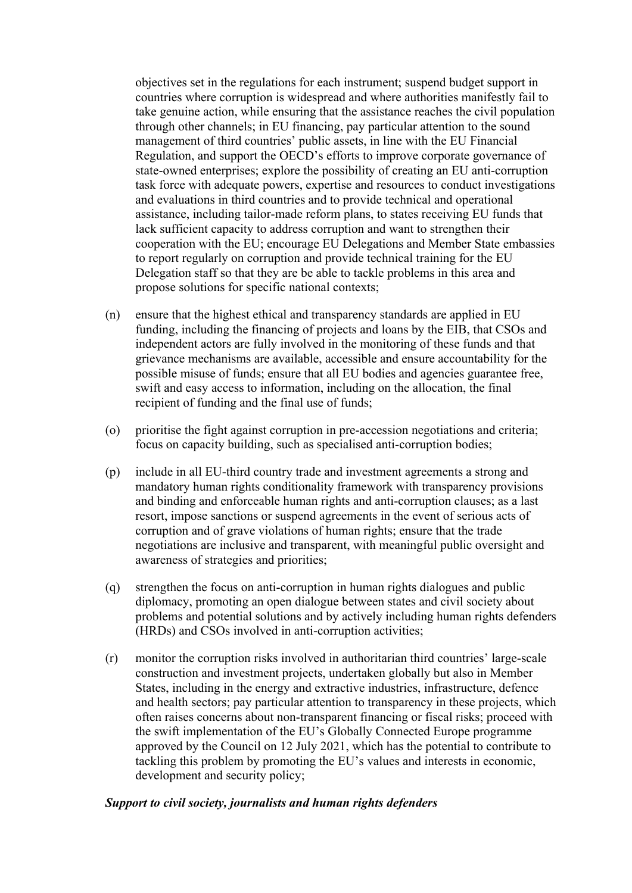objectives set in the regulations for each instrument; suspend budget support in countries where corruption is widespread and where authorities manifestly fail to take genuine action, while ensuring that the assistance reaches the civil population through other channels; in EU financing, pay particular attention to the sound management of third countries' public assets, in line with the EU Financial Regulation, and support the OECD's efforts to improve corporate governance of state-owned enterprises; explore the possibility of creating an EU anti-corruption task force with adequate powers, expertise and resources to conduct investigations and evaluations in third countries and to provide technical and operational assistance, including tailor-made reform plans, to states receiving EU funds that lack sufficient capacity to address corruption and want to strengthen their cooperation with the EU; encourage EU Delegations and Member State embassies to report regularly on corruption and provide technical training for the EU Delegation staff so that they are be able to tackle problems in this area and propose solutions for specific national contexts;

(n) ensure that the highest ethical and transparency standards are applied in EU funding, including the financing of projects and loans by the EIB, that CSOs and independent actors are fully involved in the monitoring of these funds and that grievance mechanisms are available, accessible and ensure accountability for the possible misuse of funds; ensure that all EU bodies and agencies guarantee free, swift and easy access to information, including on the allocation, the final recipient of funding and the final use of funds;

(o) prioritise the fight against corruption in pre-accession negotiations and criteria; focus on capacity building, such as specialised anti-corruption bodies;

(p) include in all EU-third country trade and investment agreements a strong and mandatory human rights conditionality framework with transparency provisions and binding and enforceable human rights and anti-corruption clauses; as a last resort, impose sanctions or suspend agreements in the event of serious acts of corruption and of grave violations of human rights; ensure that the trade negotiations are inclusive and transparent, with meaningful public oversight and awareness of strategies and priorities;

(q) strengthen the focus on anti-corruption in human rights dialogues and public diplomacy, promoting an open dialogue between states and civil society about problems and potential solutions and by actively including human rights defenders (HRDs) and CSOs involved in anti-corruption activities;

(r) monitor the corruption risks involved in authoritarian third countries' large-scale construction and investment projects, undertaken globally but also in Member States, including in the energy and extractive industries, infrastructure, defence and health sectors; pay particular attention to transparency in these projects, which often raises concerns about non-transparent financing or fiscal risks; proceed with the swift implementation of the EU's Globally Connected Europe programme approved by the Council on 12 July 2021, which has the potential to contribute to tackling this problem by promoting the EU's values and interests in economic, development and security policy;

***Support to civil society, journalists and human rights defenders***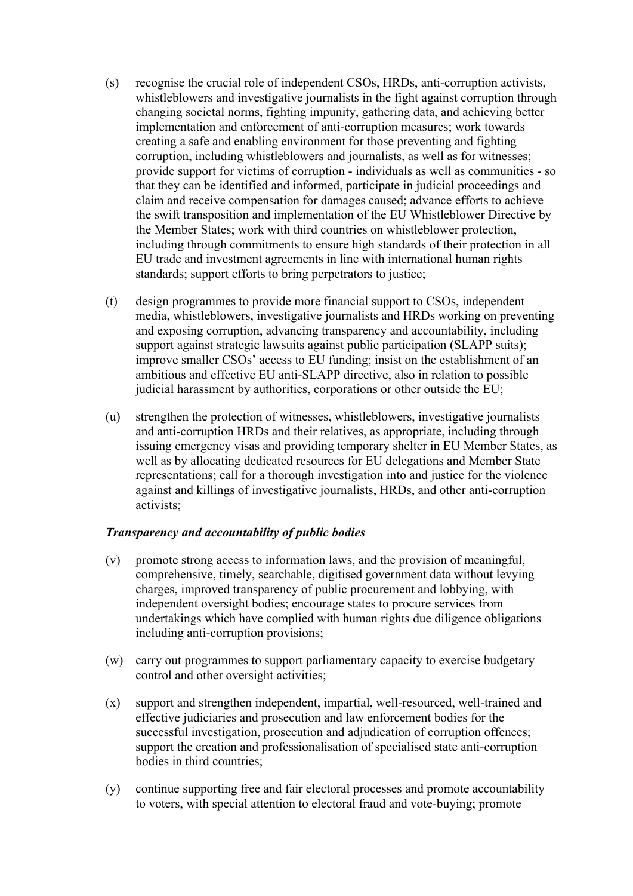(s) recognise the crucial role of independent CSOs, HRDs, anti-corruption activists, whistleblowers and investigative journalists in the fight against corruption through changing societal norms, fighting impunity, gathering data, and achieving better implementation and enforcement of anti-corruption measures; work towards creating a safe and enabling environment for those preventing and fighting corruption, including whistleblowers and journalists, as well as for witnesses; provide support for victims of corruption - individuals as well as communities - so that they can be identified and informed, participate in judicial proceedings and claim and receive compensation for damages caused; advance efforts to achieve the swift transposition and implementation of the EU Whistleblower Directive by the Member States; work with third countries on whistleblower protection, including through commitments to ensure high standards of their protection in all EU trade and investment agreements in line with international human rights standards; support efforts to bring perpetrators to justice;

(t) design programmes to provide more financial support to CSOs, independent media, whistleblowers, investigative journalists and HRDs working on preventing and exposing corruption, advancing transparency and accountability, including support against strategic lawsuits against public participation (SLAPP suits); improve smaller CSOs' access to EU funding; insist on the establishment of an ambitious and effective EU anti-SLAPP directive, also in relation to possible judicial harassment by authorities, corporations or other outside the EU;

(u) strengthen the protection of witnesses, whistleblowers, investigative journalists and anti-corruption HRDs and their relatives, as appropriate, including through issuing emergency visas and providing temporary shelter in EU Member States, as well as by allocating dedicated resources for EU delegations and Member State representations; call for a thorough investigation into and justice for the violence against and killings of investigative journalists, HRDs, and other anti-corruption activists;

***Transparency and accountability of public bodies***

(v) promote strong access to information laws, and the provision of meaningful, comprehensive, timely, searchable, digitised government data without levying charges, improved transparency of public procurement and lobbying, with independent oversight bodies; encourage states to procure services from undertakings which have complied with human rights due diligence obligations including anti-corruption provisions;

(w) carry out programmes to support parliamentary capacity to exercise budgetary control and other oversight activities;

(x) support and strengthen independent, impartial, well-resourced, well-trained and effective judiciaries and prosecution and law enforcement bodies for the successful investigation, prosecution and adjudication of corruption offences; support the creation and professionalisation of specialised state anti-corruption bodies in third countries;

(y) continue supporting free and fair electoral processes and promote accountability to voters, with special attention to electoral fraud and vote-buying; promote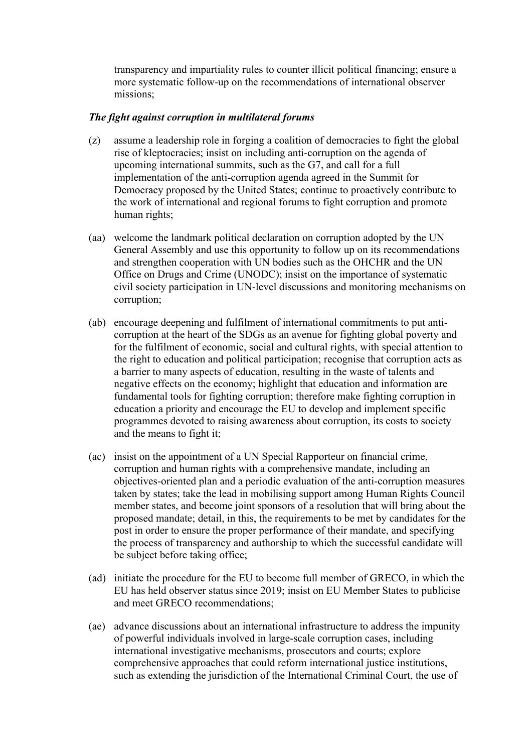transparency and impartiality rules to counter illicit political financing; ensure a more systematic follow-up on the recommendations of international observer missions;

***The fight against corruption in multilateral forums***

(z) assume a leadership role in forging a coalition of democracies to fight the global rise of kleptocracies; insist on including anti-corruption on the agenda of upcoming international summits, such as the G7, and call for a full implementation of the anti-corruption agenda agreed in the Summit for Democracy proposed by the United States; continue to proactively contribute to the work of international and regional forums to fight corruption and promote human rights;

(aa) welcome the landmark political declaration on corruption adopted by the UN General Assembly and use this opportunity to follow up on its recommendations and strengthen cooperation with UN bodies such as the OHCHR and the UN Office on Drugs and Crime (UNODC); insist on the importance of systematic civil society participation in UN-level discussions and monitoring mechanisms on corruption;

(ab) encourage deepening and fulfilment of international commitments to put anti-corruption at the heart of the SDGs as an avenue for fighting global poverty and for the fulfilment of economic, social and cultural rights, with special attention to the right to education and political participation; recognise that corruption acts as a barrier to many aspects of education, resulting in the waste of talents and negative effects on the economy; highlight that education and information are fundamental tools for fighting corruption; therefore make fighting corruption in education a priority and encourage the EU to develop and implement specific programmes devoted to raising awareness about corruption, its costs to society and the means to fight it;

(ac) insist on the appointment of a UN Special Rapporteur on financial crime, corruption and human rights with a comprehensive mandate, including an objectives-oriented plan and a periodic evaluation of the anti-corruption measures taken by states; take the lead in mobilising support among Human Rights Council member states, and become joint sponsors of a resolution that will bring about the proposed mandate; detail, in this, the requirements to be met by candidates for the post in order to ensure the proper performance of their mandate, and specifying the process of transparency and authorship to which the successful candidate will be subject before taking office;

(ad) initiate the procedure for the EU to become full member of GRECO, in which the EU has held observer status since 2019; insist on EU Member States to publicise and meet GRECO recommendations;

(ae) advance discussions about an international infrastructure to address the impunity of powerful individuals involved in large-scale corruption cases, including international investigative mechanisms, prosecutors and courts; explore comprehensive approaches that could reform international justice institutions, such as extending the jurisdiction of the International Criminal Court, the use of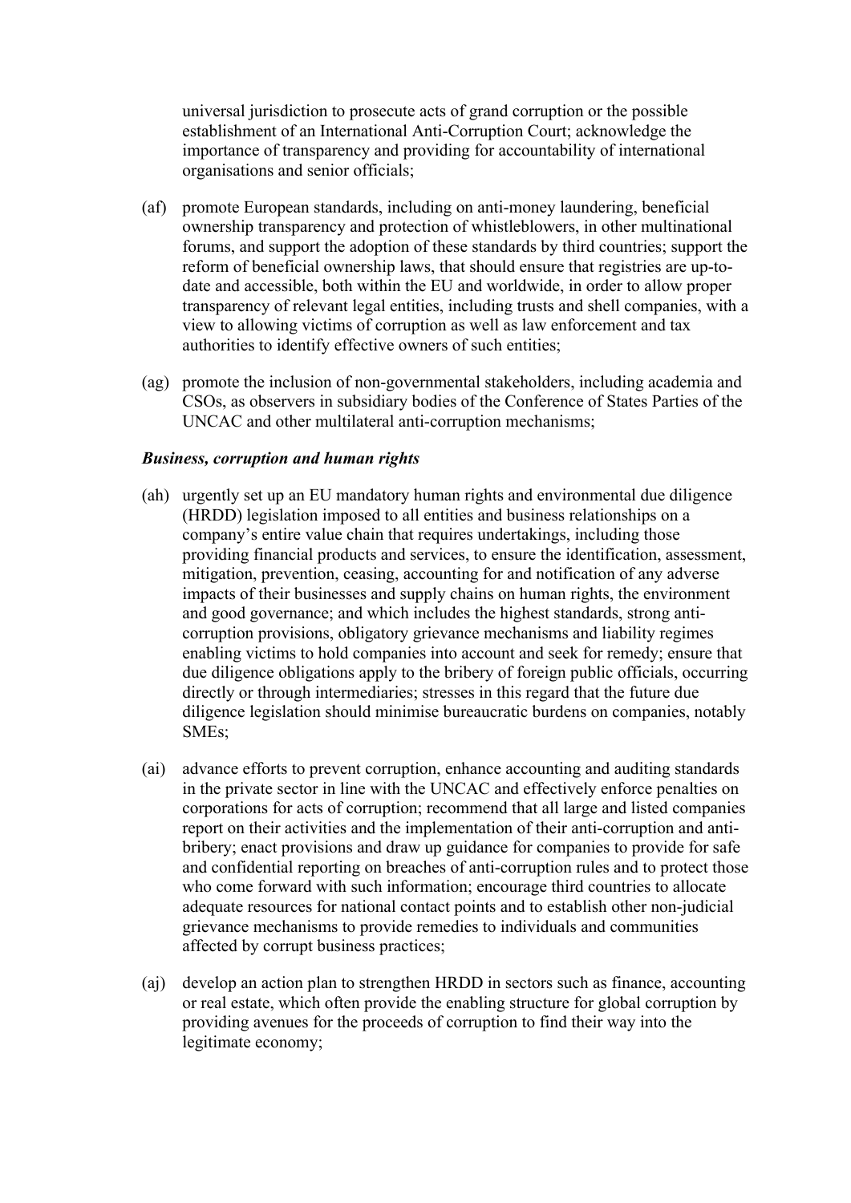universal jurisdiction to prosecute acts of grand corruption or the possible establishment of an International Anti-Corruption Court; acknowledge the importance of transparency and providing for accountability of international organisations and senior officials;

(af) promote European standards, including on anti-money laundering, beneficial ownership transparency and protection of whistleblowers, in other multinational forums, and support the adoption of these standards by third countries; support the reform of beneficial ownership laws, that should ensure that registries are up-to-date and accessible, both within the EU and worldwide, in order to allow proper transparency of relevant legal entities, including trusts and shell companies, with a view to allowing victims of corruption as well as law enforcement and tax authorities to identify effective owners of such entities;

(ag) promote the inclusion of non-governmental stakeholders, including academia and CSOs, as observers in subsidiary bodies of the Conference of States Parties of the UNCAC and other multilateral anti-corruption mechanisms;

***Business, corruption and human rights***

(ah) urgently set up an EU mandatory human rights and environmental due diligence (HRDD) legislation imposed to all entities and business relationships on a company's entire value chain that requires undertakings, including those providing financial products and services, to ensure the identification, assessment, mitigation, prevention, ceasing, accounting for and notification of any adverse impacts of their businesses and supply chains on human rights, the environment and good governance; and which includes the highest standards, strong anti-corruption provisions, obligatory grievance mechanisms and liability regimes enabling victims to hold companies into account and seek for remedy; ensure that due diligence obligations apply to the bribery of foreign public officials, occurring directly or through intermediaries; stresses in this regard that the future due diligence legislation should minimise bureaucratic burdens on companies, notably SMEs;

(ai) advance efforts to prevent corruption, enhance accounting and auditing standards in the private sector in line with the UNCAC and effectively enforce penalties on corporations for acts of corruption; recommend that all large and listed companies report on their activities and the implementation of their anti-corruption and anti-bribery; enact provisions and draw up guidance for companies to provide for safe and confidential reporting on breaches of anti-corruption rules and to protect those who come forward with such information; encourage third countries to allocate adequate resources for national contact points and to establish other non-judicial grievance mechanisms to provide remedies to individuals and communities affected by corrupt business practices;

(aj) develop an action plan to strengthen HRDD in sectors such as finance, accounting or real estate, which often provide the enabling structure for global corruption by providing avenues for the proceeds of corruption to find their way into the legitimate economy;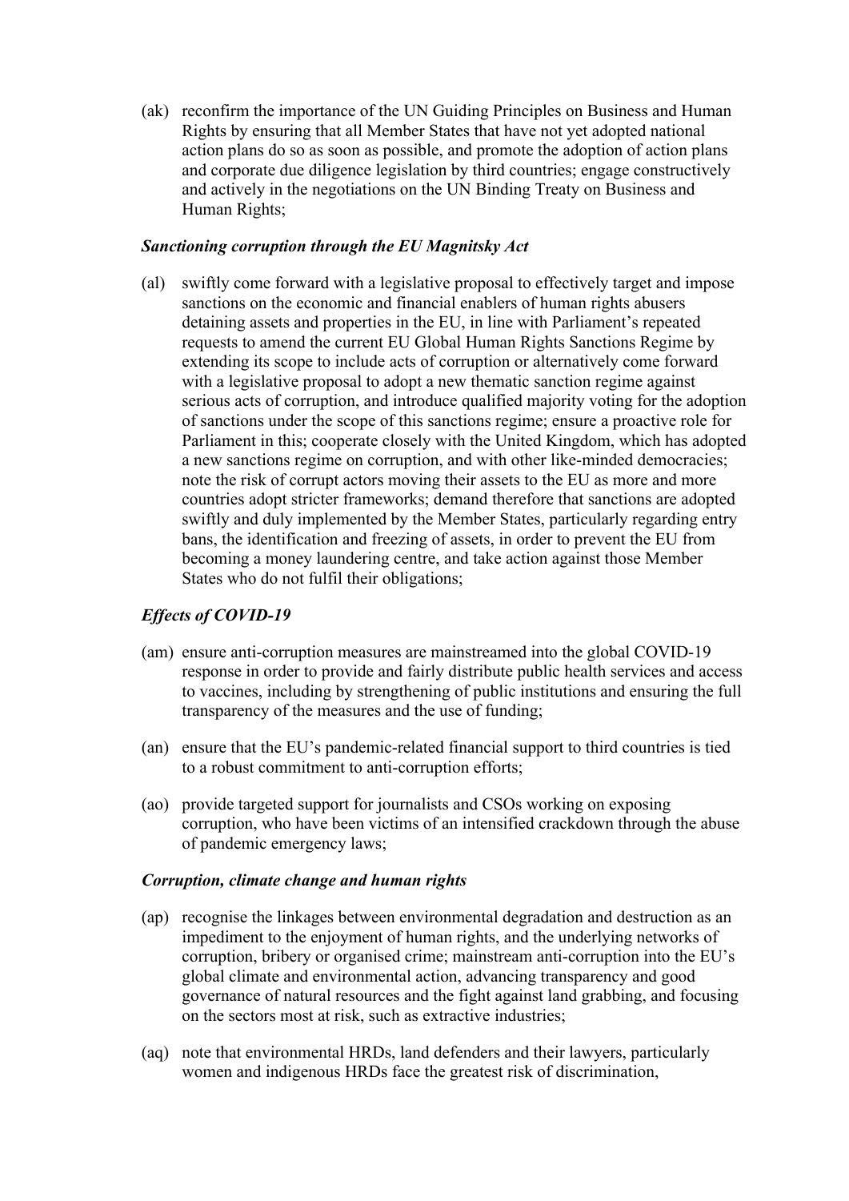(ak) reconfirm the importance of the UN Guiding Principles on Business and Human Rights by ensuring that all Member States that have not yet adopted national action plans do so as soon as possible, and promote the adoption of action plans and corporate due diligence legislation by third countries; engage constructively and actively in the negotiations on the UN Binding Treaty on Business and Human Rights;

***Sanctioning corruption through the EU Magnitsky Act***

(al) swiftly come forward with a legislative proposal to effectively target and impose sanctions on the economic and financial enablers of human rights abusers detaining assets and properties in the EU, in line with Parliament's repeated requests to amend the current EU Global Human Rights Sanctions Regime by extending its scope to include acts of corruption or alternatively come forward with a legislative proposal to adopt a new thematic sanction regime against serious acts of corruption, and introduce qualified majority voting for the adoption of sanctions under the scope of this sanctions regime; ensure a proactive role for Parliament in this; cooperate closely with the United Kingdom, which has adopted a new sanctions regime on corruption, and with other like-minded democracies; note the risk of corrupt actors moving their assets to the EU as more and more countries adopt stricter frameworks; demand therefore that sanctions are adopted swiftly and duly implemented by the Member States, particularly regarding entry bans, the identification and freezing of assets, in order to prevent the EU from becoming a money laundering centre, and take action against those Member States who do not fulfil their obligations;

***Effects of COVID-19***

(am) ensure anti-corruption measures are mainstreamed into the global COVID-19 response in order to provide and fairly distribute public health services and access to vaccines, including by strengthening of public institutions and ensuring the full transparency of the measures and the use of funding;

(an) ensure that the EU's pandemic-related financial support to third countries is tied to a robust commitment to anti-corruption efforts;

(ao) provide targeted support for journalists and CSOs working on exposing corruption, who have been victims of an intensified crackdown through the abuse of pandemic emergency laws;

***Corruption, climate change and human rights***

(ap) recognise the linkages between environmental degradation and destruction as an impediment to the enjoyment of human rights, and the underlying networks of corruption, bribery or organised crime; mainstream anti-corruption into the EU's global climate and environmental action, advancing transparency and good governance of natural resources and the fight against land grabbing, and focusing on the sectors most at risk, such as extractive industries;

(aq) note that environmental HRDs, land defenders and their lawyers, particularly women and indigenous HRDs face the greatest risk of discrimination,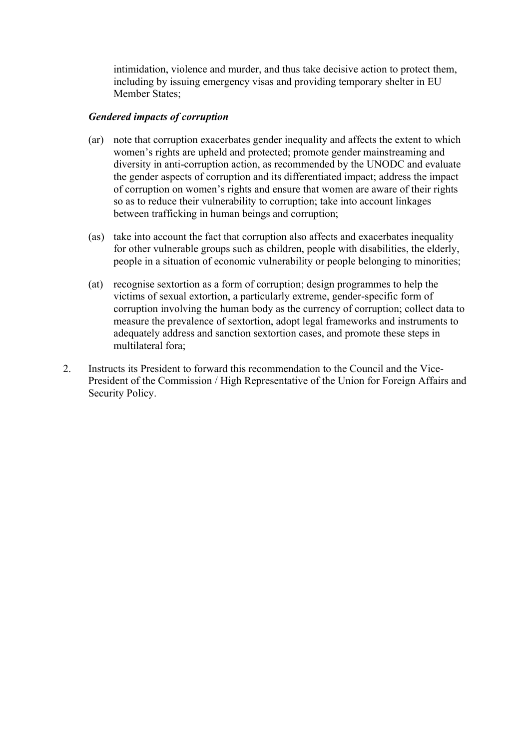intimidation, violence and murder, and thus take decisive action to protect them, including by issuing emergency visas and providing temporary shelter in EU Member States;

***Gendered impacts of corruption***

(ar) note that corruption exacerbates gender inequality and affects the extent to which women's rights are upheld and protected; promote gender mainstreaming and diversity in anti-corruption action, as recommended by the UNODC and evaluate the gender aspects of corruption and its differentiated impact; address the impact of corruption on women's rights and ensure that women are aware of their rights so as to reduce their vulnerability to corruption; take into account linkages between trafficking in human beings and corruption;

(as) take into account the fact that corruption also affects and exacerbates inequality for other vulnerable groups such as children, people with disabilities, the elderly, people in a situation of economic vulnerability or people belonging to minorities;

(at) recognise sextortion as a form of corruption; design programmes to help the victims of sexual extortion, a particularly extreme, gender-specific form of corruption involving the human body as the currency of corruption; collect data to measure the prevalence of sextortion, adopt legal frameworks and instruments to adequately address and sanction sextortion cases, and promote these steps in multilateral fora;

2. Instructs its President to forward this recommendation to the Council and the Vice-President of the Commission / High Representative of the Union for Foreign Affairs and Security Policy.